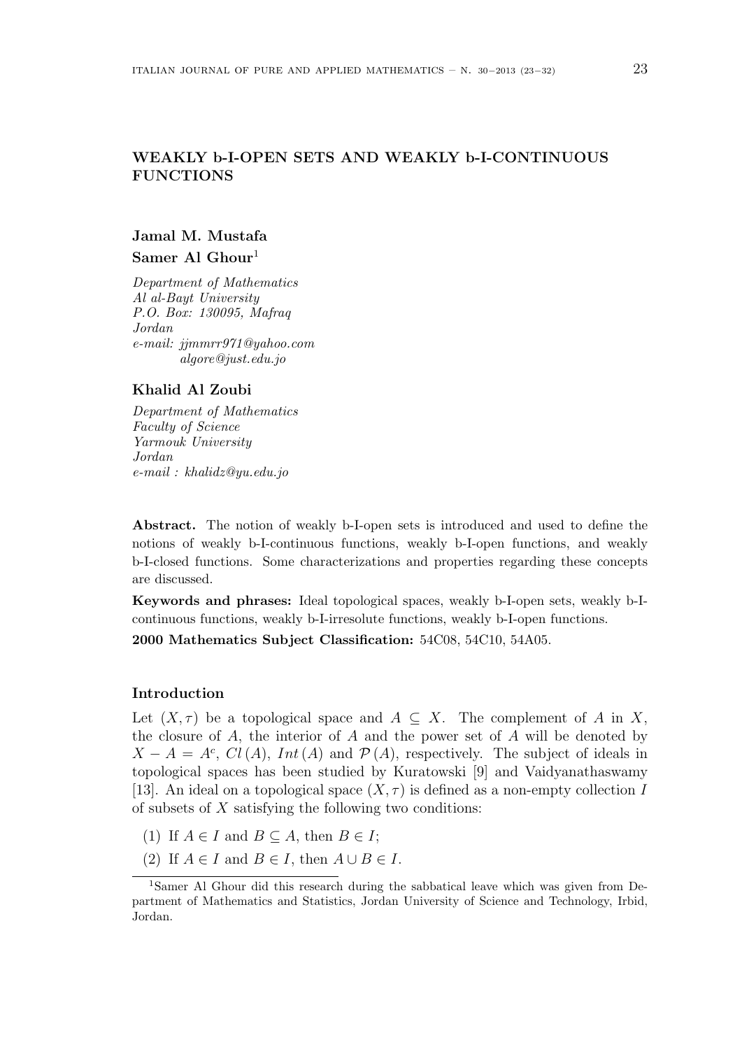# WEAKLY b-I-OPEN SETS AND WEAKLY b-I-CONTINUOUS FUNCTIONS

**Jamal M. Mustafa**

**Samer Al Ghour**[1]

*Department of Mathematics*
*Al al-Bayt University*
*P.O. Box: 130095, Mafraq*
*Jordan*
*e-mail: jjmmrr971@yahoo.com*
*algore@just.edu.jo*

**Khalid Al Zoubi**

*Department of Mathematics*
*Faculty of Science*
*Yarmouk University*
*Jordan*
*e-mail : khalidz@yu.edu.jo*

**Abstract.** The notion of weakly b-I-open sets is introduced and used to define the notions of weakly b-I-continuous functions, weakly b-I-open functions, and weakly b-I-closed functions. Some characterizations and properties regarding these concepts are discussed.

**Keywords and phrases:** Ideal topological spaces, weakly b-I-open sets, weakly b-I-continuous functions, weakly b-I-irresolute functions, weakly b-I-open functions.

**2000 Mathematics Subject Classification:** 54C08, 54C10, 54A05.

## Introduction

Let $(X, \tau)$ be a topological space and $A \subseteq X$. The complement of $A$ in $X$, the closure of $A$, the interior of $A$ and the power set of $A$ will be denoted by $X - A = A^c$, $Cl(A)$, $Int(A)$ and $\mathcal{P}(A)$, respectively. The subject of ideals in topological spaces has been studied by Kuratowski [9] and Vaidyanathaswamy [13]. An ideal on a topological space $(X, \tau)$ is defined as a non-empty collection $I$ of subsets of $X$ satisfying the following two conditions:

(1) If $A \in I$ and $B \subseteq A$, then $B \in I$;

(2) If $A \in I$ and $B \in I$, then $A \cup B \in I$.

[1]Samer Al Ghour did this research during the sabbatical leave which was given from Department of Mathematics and Statistics, Jordan University of Science and Technology, Irbid, Jordan.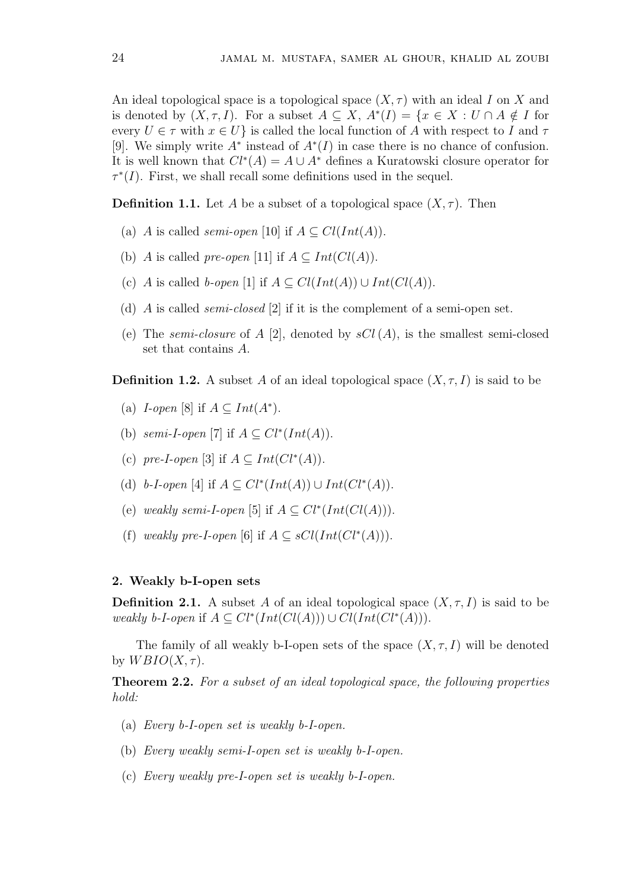An ideal topological space is a topological space $(X, \tau)$ with an ideal $I$ on $X$ and is denoted by $(X, \tau, I)$. For a subset $A \subseteq X$, $A^*(I) = \{x \in X : U \cap A \notin I$ for every $U \in \tau$ with $x \in U\}$ is called the local function of $A$ with respect to $I$ and $\tau$ [9]. We simply write $A^*$ instead of $A^*(I)$ in case there is no chance of confusion. It is well known that $Cl^*(A) = A \cup A^*$ defines a Kuratowski closure operator for $\tau^*(I)$. First, we shall recall some definitions used in the sequel.

**Definition 1.1.** Let $A$ be a subset of a topological space $(X, \tau)$. Then

(a) $A$ is called *semi-open* [10] if $A \subseteq Cl(Int(A))$.

(b) $A$ is called *pre-open* [11] if $A \subseteq Int(Cl(A))$.

(c) $A$ is called *b-open* [1] if $A \subseteq Cl(Int(A)) \cup Int(Cl(A))$.

(d) $A$ is called *semi-closed* [2] if it is the complement of a semi-open set.

(e) The *semi-closure* of $A$ [2], denoted by $sCl(A)$, is the smallest semi-closed set that contains $A$.

**Definition 1.2.** A subset $A$ of an ideal topological space $(X, \tau, I)$ is said to be

(a) *I-open* [8] if $A \subseteq Int(A^*)$.

(b) *semi-I-open* [7] if $A \subseteq Cl^*(Int(A))$.

(c) *pre-I-open* [3] if $A \subseteq Int(Cl^*(A))$.

(d) *b-I-open* [4] if $A \subseteq Cl^*(Int(A)) \cup Int(Cl^*(A))$.

(e) *weakly semi-I-open* [5] if $A \subseteq Cl^*(Int(Cl(A)))$.

(f) *weakly pre-I-open* [6] if $A \subseteq sCl(Int(Cl^*(A)))$.

## 2. Weakly b-I-open sets

**Definition 2.1.** A subset $A$ of an ideal topological space $(X, \tau, I)$ is said to be *weakly b-I-open* if $A \subseteq Cl^*(Int(Cl(A))) \cup Cl(Int(Cl^*(A)))$.

The family of all weakly b-I-open sets of the space $(X, \tau, I)$ will be denoted by $WBIO(X, \tau)$.

**Theorem 2.2.** *For a subset of an ideal topological space, the following properties hold:*

(a) *Every b-I-open set is weakly b-I-open.*

(b) *Every weakly semi-I-open set is weakly b-I-open.*

(c) *Every weakly pre-I-open set is weakly b-I-open.*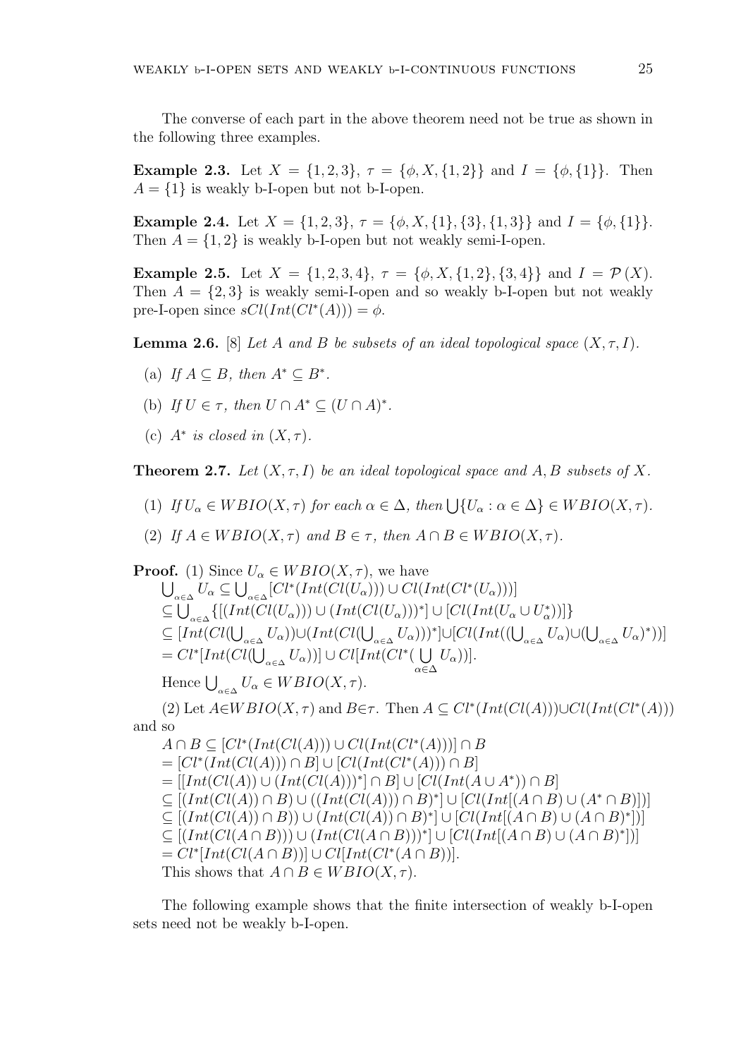The converse of each part in the above theorem need not be true as shown in the following three examples.

**Example 2.3.** Let $X = \{1, 2, 3\}$, $\tau = \{\phi, X, \{1, 2\}\}$ and $I = \{\phi, \{1\}\}$. Then $A = \{1\}$ is weakly b-I-open but not b-I-open.

**Example 2.4.** Let $X = \{1, 2, 3\}$, $\tau = \{\phi, X, \{1\}, \{3\}, \{1, 3\}\}$ and $I = \{\phi, \{1\}\}$. Then $A = \{1, 2\}$ is weakly b-I-open but not weakly semi-I-open.

**Example 2.5.** Let $X = \{1, 2, 3, 4\}$, $\tau = \{\phi, X, \{1, 2\}, \{3, 4\}\}$ and $I = \mathcal{P}(X)$. Then $A = \{2, 3\}$ is weakly semi-I-open and so weakly b-I-open but not weakly pre-I-open since $sCl(Int(Cl^*(A))) = \phi$.

**Lemma 2.6.** [8] *Let $A$ and $B$ be subsets of an ideal topological space $(X, \tau, I)$.*

(a) *If $A \subseteq B$, then $A^* \subseteq B^*$.*

(b) *If $U \in \tau$, then $U \cap A^* \subseteq (U \cap A)^*$.*

(c) *$A^*$ is closed in $(X, \tau)$.*

**Theorem 2.7.** *Let $(X, \tau, I)$ be an ideal topological space and $A, B$ subsets of $X$.*

(1) *If $U_\alpha \in WBIO(X, \tau)$ for each $\alpha \in \Delta$, then $\bigcup\{U_\alpha : \alpha \in \Delta\} \in WBIO(X, \tau)$.*

(2) *If $A \in WBIO(X, \tau)$ and $B \in \tau$, then $A \cap B \in WBIO(X, \tau)$.*

**Proof.** (1) Since $U_\alpha \in WBIO(X, \tau)$, we have

$\bigcup_{\alpha\in\Delta} U_\alpha \subseteq \bigcup_{\alpha\in\Delta}[Cl^*(Int(Cl(U_\alpha))) \cup Cl(Int(Cl^*(U_\alpha)))]$

$\subseteq \bigcup_{\alpha\in\Delta}\{[(Int(Cl(U_\alpha))) \cup (Int(Cl(U_\alpha)))^*] \cup [Cl(Int(U_\alpha \cup U_\alpha^*))]\}$

$\subseteq [Int(Cl(\bigcup_{\alpha\in\Delta} U_\alpha)) \cup (Int(Cl(\bigcup_{\alpha\in\Delta} U_\alpha)))^*] \cup [Cl(Int((\bigcup_{\alpha\in\Delta} U_\alpha) \cup (\bigcup_{\alpha\in\Delta} U_\alpha)^*))]$

$= Cl^*[Int(Cl(\bigcup_{\alpha\in\Delta} U_\alpha))] \cup Cl[Int(Cl^*(\bigcup_{\alpha\in\Delta} U_\alpha))]$.

Hence $\bigcup_{\alpha\in\Delta} U_\alpha \in WBIO(X, \tau)$.

(2) Let $A \in WBIO(X, \tau)$ and $B \in \tau$. Then $A \subseteq Cl^*(Int(Cl(A))) \cup Cl(Int(Cl^*(A)))$ and so

$A \cap B \subseteq [Cl^*(Int(Cl(A))) \cup Cl(Int(Cl^*(A)))] \cap B$

$= [Cl^*(Int(Cl(A))) \cap B] \cup [Cl(Int(Cl^*(A))) \cap B]$

$= [[Int(Cl(A)) \cup (Int(Cl(A)))^*] \cap B] \cup [Cl(Int(A \cup A^*)) \cap B]$

$\subseteq [(Int(Cl(A)) \cap B) \cup ((Int(Cl(A))) \cap B)^*] \cup [Cl(Int[(A \cap B) \cup (A^* \cap B)])]$

$\subseteq [(Int(Cl(A)) \cap B)) \cup (Int(Cl(A)) \cap B)^*] \cup [Cl(Int[(A \cap B) \cup (A \cap B)^*])]$

$\subseteq [(Int(Cl(A \cap B))) \cup (Int(Cl(A \cap B)))^*] \cup [Cl(Int[(A \cap B) \cup (A \cap B)^*])]$

$= Cl^*[Int(Cl(A \cap B))] \cup Cl[Int(Cl^*(A \cap B))]$.

This shows that $A \cap B \in WBIO(X, \tau)$.

The following example shows that the finite intersection of weakly b-I-open sets need not be weakly b-I-open.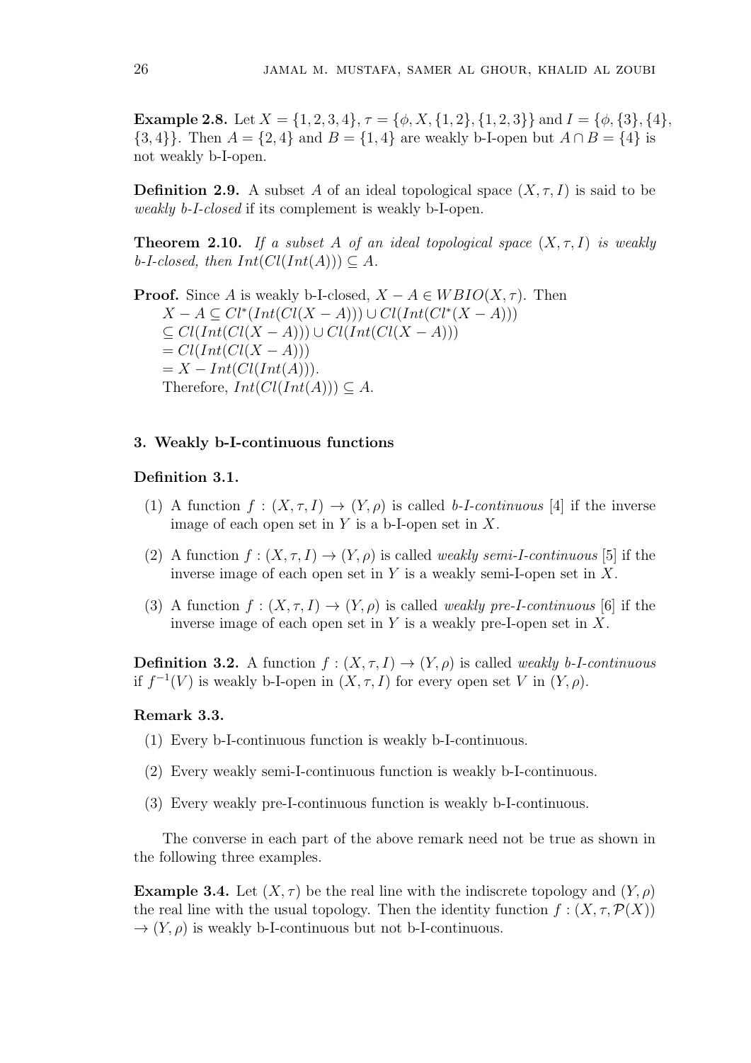**Example 2.8.** Let $X = \{1, 2, 3, 4\}$, $\tau = \{\phi, X, \{1, 2\}, \{1, 2, 3\}\}$ and $I = \{\phi, \{3\}, \{4\}, \{3, 4\}\}$. Then $A = \{2, 4\}$ and $B = \{1, 4\}$ are weakly b-I-open but $A \cap B = \{4\}$ is not weakly b-I-open.

**Definition 2.9.** A subset $A$ of an ideal topological space $(X, \tau, I)$ is said to be *weakly b-I-closed* if its complement is weakly b-I-open.

**Theorem 2.10.** *If a subset $A$ of an ideal topological space $(X, \tau, I)$ is weakly b-I-closed, then $Int(Cl(Int(A))) \subseteq A$.*

**Proof.** Since $A$ is weakly b-I-closed, $X - A \in WBIO(X, \tau)$. Then
$X - A \subseteq Cl^*(Int(Cl(X - A))) \cup Cl(Int(Cl^*(X - A)))$
$\subseteq Cl(Int(Cl(X - A))) \cup Cl(Int(Cl(X - A)))$
$= Cl(Int(Cl(X - A)))$
$= X - Int(Cl(Int(A)))$.
Therefore, $Int(Cl(Int(A))) \subseteq A$.

## 3. Weakly b-I-continuous functions

**Definition 3.1.**

1. A function $f : (X, \tau, I) \to (Y, \rho)$ is called *b-I-continuous* [4] if the inverse image of each open set in $Y$ is a b-I-open set in $X$.
2. A function $f : (X, \tau, I) \to (Y, \rho)$ is called *weakly semi-I-continuous* [5] if the inverse image of each open set in $Y$ is a weakly semi-I-open set in $X$.
3. A function $f : (X, \tau, I) \to (Y, \rho)$ is called *weakly pre-I-continuous* [6] if the inverse image of each open set in $Y$ is a weakly pre-I-open set in $X$.

**Definition 3.2.** A function $f : (X, \tau, I) \to (Y, \rho)$ is called *weakly b-I-continuous* if $f^{-1}(V)$ is weakly b-I-open in $(X, \tau, I)$ for every open set $V$ in $(Y, \rho)$.

**Remark 3.3.**

1. Every b-I-continuous function is weakly b-I-continuous.
2. Every weakly semi-I-continuous function is weakly b-I-continuous.
3. Every weakly pre-I-continuous function is weakly b-I-continuous.

The converse in each part of the above remark need not be true as shown in the following three examples.

**Example 3.4.** Let $(X, \tau)$ be the real line with the indiscrete topology and $(Y, \rho)$ the real line with the usual topology. Then the identity function $f : (X, \tau, \mathcal{P}(X)) \to (Y, \rho)$ is weakly b-I-continuous but not b-I-continuous.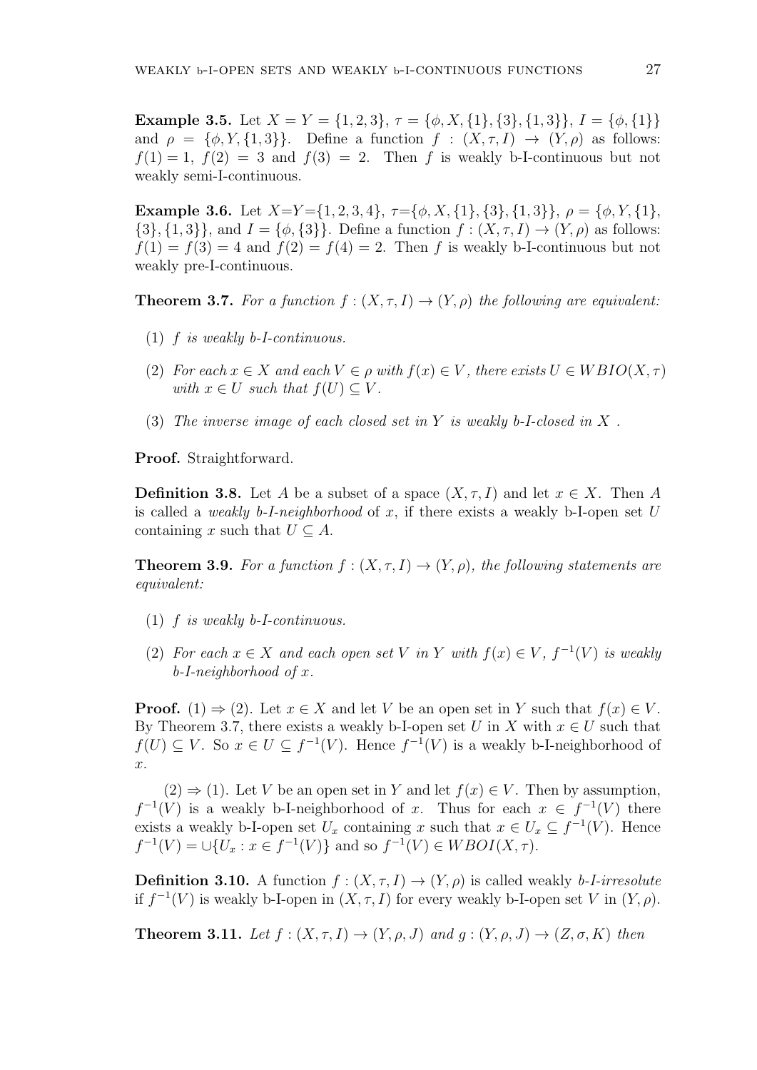**Example 3.5.** Let $X = Y = \{1, 2, 3\}$, $\tau = \{\phi, X, \{1\}, \{3\}, \{1, 3\}\}$, $I = \{\phi, \{1\}\}$ and $\rho = \{\phi, Y, \{1, 3\}\}$. Define a function $f : (X, \tau, I) \to (Y, \rho)$ as follows: $f(1) = 1$, $f(2) = 3$ and $f(3) = 2$. Then $f$ is weakly b-I-continuous but not weakly semi-I-continuous.

**Example 3.6.** Let $X$=$Y$=$\{1, 2, 3, 4\}$, $\tau$=$\{\phi, X, \{1\}, \{3\}, \{1, 3\}\}$, $\rho = \{\phi, Y, \{1\}, \{3\}, \{1, 3\}\}$, and $I = \{\phi, \{3\}\}$. Define a function $f : (X, \tau, I) \to (Y, \rho)$ as follows: $f(1) = f(3) = 4$ and $f(2) = f(4) = 2$. Then $f$ is weakly b-I-continuous but not weakly pre-I-continuous.

**Theorem 3.7.** *For a function $f : (X, \tau, I) \to (Y, \rho)$ the following are equivalent:*

1. *$f$ is weakly b-I-continuous.*
2. *For each $x \in X$ and each $V \in \rho$ with $f(x) \in V$, there exists $U \in WBIO(X, \tau)$ with $x \in U$ such that $f(U) \subseteq V$.*
3. *The inverse image of each closed set in $Y$ is weakly b-I-closed in $X$ .*

**Proof.** Straightforward.

**Definition 3.8.** Let $A$ be a subset of a space $(X, \tau, I)$ and let $x \in X$. Then $A$ is called a *weakly b-I-neighborhood* of $x$, if there exists a weakly b-I-open set $U$ containing $x$ such that $U \subseteq A$.

**Theorem 3.9.** *For a function $f : (X, \tau, I) \to (Y, \rho)$, the following statements are equivalent:*

1. *$f$ is weakly b-I-continuous.*
2. *For each $x \in X$ and each open set $V$ in $Y$ with $f(x) \in V$, $f^{-1}(V)$ is weakly b-I-neighborhood of $x$.*

**Proof.** (1) $\Rightarrow$ (2). Let $x \in X$ and let $V$ be an open set in $Y$ such that $f(x) \in V$. By Theorem 3.7, there exists a weakly b-I-open set $U$ in $X$ with $x \in U$ such that $f(U) \subseteq V$. So $x \in U \subseteq f^{-1}(V)$. Hence $f^{-1}(V)$ is a weakly b-I-neighborhood of $x$.

(2) $\Rightarrow$ (1). Let $V$ be an open set in $Y$ and let $f(x) \in V$. Then by assumption, $f^{-1}(V)$ is a weakly b-I-neighborhood of $x$. Thus for each $x \in f^{-1}(V)$ there exists a weakly b-I-open set $U_x$ containing $x$ such that $x \in U_x \subseteq f^{-1}(V)$. Hence $f^{-1}(V) = \cup\{U_x : x \in f^{-1}(V)\}$ and so $f^{-1}(V) \in WBOI(X, \tau)$.

**Definition 3.10.** A function $f : (X, \tau, I) \to (Y, \rho)$ is called weakly *b-I-irresolute* if $f^{-1}(V)$ is weakly b-I-open in $(X, \tau, I)$ for every weakly b-I-open set $V$ in $(Y, \rho)$.

**Theorem 3.11.** *Let $f : (X, \tau, I) \to (Y, \rho, J)$ and $g : (Y, \rho, J) \to (Z, \sigma, K)$ then*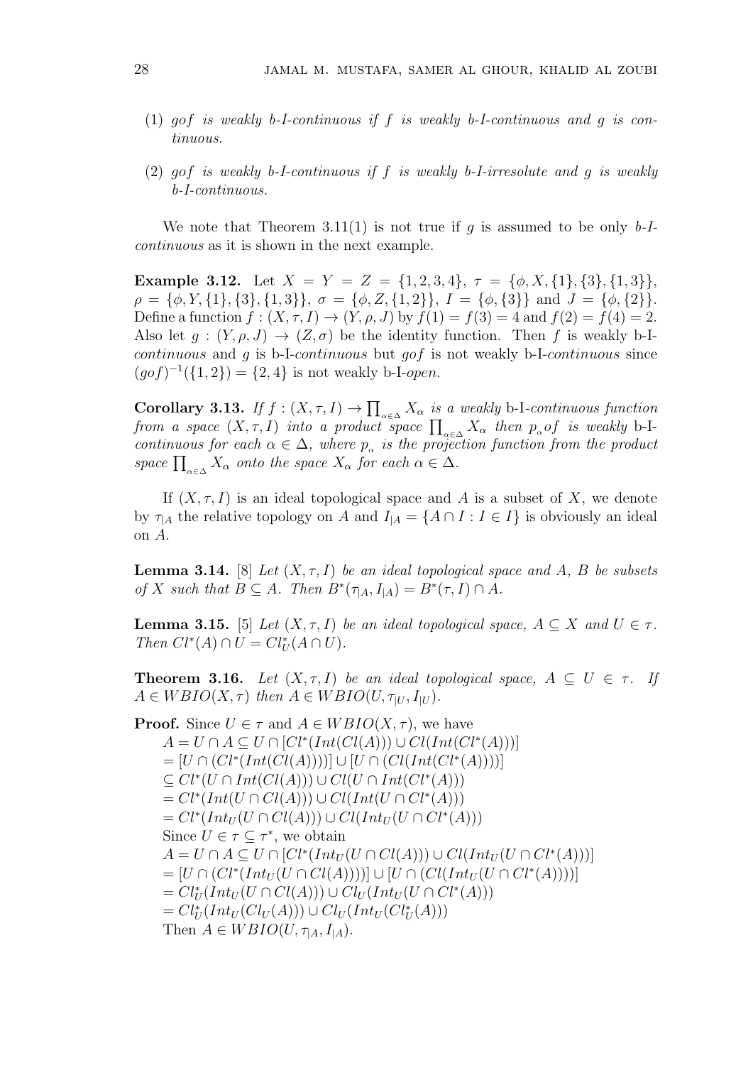(1) $gof$ *is weakly b-I-continuous if* $f$ *is weakly b-I-continuous and* $g$ *is continuous.*

(2) $gof$ *is weakly b-I-continuous if* $f$ *is weakly b-I-irresolute and* $g$ *is weakly b-I-continuous.*

We note that Theorem 3.11(1) is not true if $g$ is assumed to be only *b-I-continuous* as it is shown in the next example.

**Example 3.12.** Let $X = Y = Z = \{1, 2, 3, 4\}$, $\tau = \{\phi, X, \{1\}, \{3\}, \{1, 3\}\}$, $\rho = \{\phi, Y, \{1\}, \{3\}, \{1, 3\}\}$, $\sigma = \{\phi, Z, \{1, 2\}\}$, $I = \{\phi, \{3\}\}$ and $J = \{\phi, \{2\}\}$. Define a function $f : (X, \tau, I) \rightarrow (Y, \rho, J)$ by $f(1) = f(3) = 4$ and $f(2) = f(4) = 2$. Also let $g : (Y, \rho, J) \rightarrow (Z, \sigma)$ be the identity function. Then $f$ is weakly b-I-*continuous* and $g$ is b-I-*continuous* but $gof$ is not weakly b-I-*continuous* since $(gof)^{-1}(\{1, 2\}) = \{2, 4\}$ is not weakly b-I-*open*.

**Corollary 3.13.** *If* $f : (X, \tau, I) \rightarrow \prod_{\alpha\in\Delta} X_\alpha$ *is a weakly* b-I-*continuous function from a space* $(X, \tau, I)$ *into a product space* $\prod_{\alpha\in\Delta} X_\alpha$ *then* $p_\alpha of$ *is weakly* b-I-*continuous for each* $\alpha \in \Delta$*, where* $p_\alpha$ *is the projection function from the product space* $\prod_{\alpha\in\Delta} X_\alpha$ *onto the space* $X_\alpha$ *for each* $\alpha \in \Delta$.

If $(X, \tau, I)$ is an ideal topological space and $A$ is a subset of $X$, we denote by $\tau_{|A}$ the relative topology on $A$ and $I_{|A} = \{A \cap I : I \in I\}$ is obviously an ideal on $A$.

**Lemma 3.14.** [8] *Let* $(X, \tau, I)$ *be an ideal topological space and* $A$*,* $B$ *be subsets of* $X$ *such that* $B \subseteq A$*. Then* $B^*(\tau_{|A}, I_{|A}) = B^*(\tau, I) \cap A$.

**Lemma 3.15.** [5] *Let* $(X, \tau, I)$ *be an ideal topological space,* $A \subseteq X$ *and* $U \in \tau$*. Then* $Cl^*(A) \cap U = Cl^*_U(A \cap U)$.

**Theorem 3.16.** *Let* $(X, \tau, I)$ *be an ideal topological space,* $A \subseteq U \in \tau$*. If* $A \in WBIO(X, \tau)$ *then* $A \in WBIO(U, \tau_{|U}, I_{|U})$.

**Proof.** Since $U \in \tau$ and $A \in WBIO(X, \tau)$, we have

$A = U \cap A \subseteq U \cap [Cl^*(Int(Cl(A))) \cup Cl(Int(Cl^*(A)))]$
$= [U \cap (Cl^*(Int(Cl(A))))] \cup [U \cap (Cl(Int(Cl^*(A))))]$
$\subseteq Cl^*(U \cap Int(Cl(A))) \cup Cl(U \cap Int(Cl^*(A)))$
$= Cl^*(Int(U \cap Cl(A))) \cup Cl(Int(U \cap Cl^*(A)))$
$= Cl^*(Int_U(U \cap Cl(A))) \cup Cl(Int_U(U \cap Cl^*(A)))$

Since $U \in \tau \subseteq \tau^*$, we obtain

$A = U \cap A \subseteq U \cap [Cl^*(Int_U(U \cap Cl(A))) \cup Cl(Int_U(U \cap Cl^*(A)))]$
$= [U \cap (Cl^*(Int_U(U \cap Cl(A))))] \cup [U \cap (Cl(Int_U(U \cap Cl^*(A))))]$
$= Cl^*_U(Int_U(U \cap Cl(A))) \cup Cl_U(Int_U(U \cap Cl^*(A)))$
$= Cl^*_U(Int_U(Cl_U(A))) \cup Cl_U(Int_U(Cl^*_U(A)))$

Then $A \in WBIO(U, \tau_{|A}, I_{|A})$.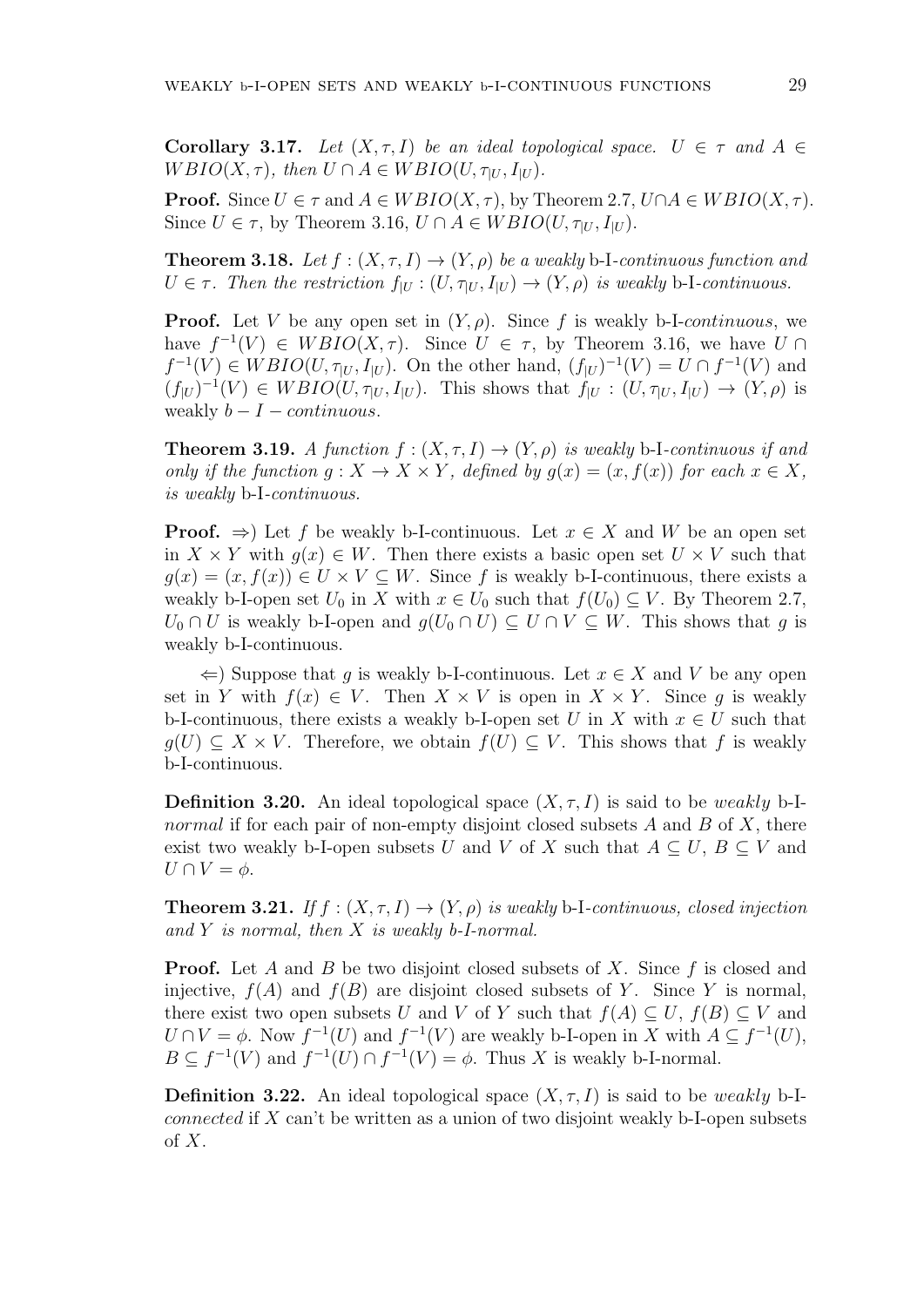**Corollary 3.17.** *Let $(X, \tau, I)$ be an ideal topological space. $U \in \tau$ and $A \in WBIO(X, \tau)$, then $U \cap A \in WBIO(U, \tau_{|U}, I_{|U})$.*

**Proof.** Since $U \in \tau$ and $A \in WBIO(X, \tau)$, by Theorem 2.7, $U \cap A \in WBIO(X, \tau)$. Since $U \in \tau$, by Theorem 3.16, $U \cap A \in WBIO(U, \tau_{|U}, I_{|U})$.

**Theorem 3.18.** *Let $f : (X, \tau, I) \to (Y, \rho)$ be a weakly* b-I*-continuous function and $U \in \tau$. Then the restriction $f_{|U} : (U, \tau_{|U}, I_{|U}) \to (Y, \rho)$ is weakly* b-I*-continuous.*

**Proof.** Let $V$ be any open set in $(Y, \rho)$. Since $f$ is weakly b-I-*continuous*, we have $f^{-1}(V) \in WBIO(X, \tau)$. Since $U \in \tau$, by Theorem 3.16, we have $U \cap f^{-1}(V) \in WBIO(U, \tau_{|U}, I_{|U})$. On the other hand, $(f_{|U})^{-1}(V) = U \cap f^{-1}(V)$ and $(f_{|U})^{-1}(V) \in WBIO(U, \tau_{|U}, I_{|U})$. This shows that $f_{|U} : (U, \tau_{|U}, I_{|U}) \to (Y, \rho)$ is weakly $b - I - continuous$.

**Theorem 3.19.** *A function $f : (X, \tau, I) \to (Y, \rho)$ is weakly* b-I*-continuous if and only if the function $g : X \to X \times Y$, defined by $g(x) = (x, f(x))$ for each $x \in X$, is weakly* b-I*-continuous.*

**Proof.** $\Rightarrow$) Let $f$ be weakly b-I-continuous. Let $x \in X$ and $W$ be an open set in $X \times Y$ with $g(x) \in W$. Then there exists a basic open set $U \times V$ such that $g(x) = (x, f(x)) \in U \times V \subseteq W$. Since $f$ is weakly b-I-continuous, there exists a weakly b-I-open set $U_0$ in $X$ with $x \in U_0$ such that $f(U_0) \subseteq V$. By Theorem 2.7, $U_0 \cap U$ is weakly b-I-open and $g(U_0 \cap U) \subseteq U \cap V \subseteq W$. This shows that $g$ is weakly b-I-continuous.

$\Leftarrow$) Suppose that $g$ is weakly b-I-continuous. Let $x \in X$ and $V$ be any open set in $Y$ with $f(x) \in V$. Then $X \times V$ is open in $X \times Y$. Since $g$ is weakly b-I-continuous, there exists a weakly b-I-open set $U$ in $X$ with $x \in U$ such that $g(U) \subseteq X \times V$. Therefore, we obtain $f(U) \subseteq V$. This shows that $f$ is weakly b-I-continuous.

**Definition 3.20.** An ideal topological space $(X, \tau, I)$ is said to be *weakly* b-I-*normal* if for each pair of non-empty disjoint closed subsets $A$ and $B$ of $X$, there exist two weakly b-I-open subsets $U$ and $V$ of $X$ such that $A \subseteq U$, $B \subseteq V$ and $U \cap V = \phi$.

**Theorem 3.21.** *If $f : (X, \tau, I) \to (Y, \rho)$ is weakly* b-I*-continuous, closed injection and $Y$ is normal, then $X$ is weakly b-I-normal.*

**Proof.** Let $A$ and $B$ be two disjoint closed subsets of $X$. Since $f$ is closed and injective, $f(A)$ and $f(B)$ are disjoint closed subsets of $Y$. Since $Y$ is normal, there exist two open subsets $U$ and $V$ of $Y$ such that $f(A) \subseteq U$, $f(B) \subseteq V$ and $U \cap V = \phi$. Now $f^{-1}(U)$ and $f^{-1}(V)$ are weakly b-I-open in $X$ with $A \subseteq f^{-1}(U)$, $B \subseteq f^{-1}(V)$ and $f^{-1}(U) \cap f^{-1}(V) = \phi$. Thus $X$ is weakly b-I-normal.

**Definition 3.22.** An ideal topological space $(X, \tau, I)$ is said to be *weakly* b-I-*connected* if $X$ can't be written as a union of two disjoint weakly b-I-open subsets of $X$.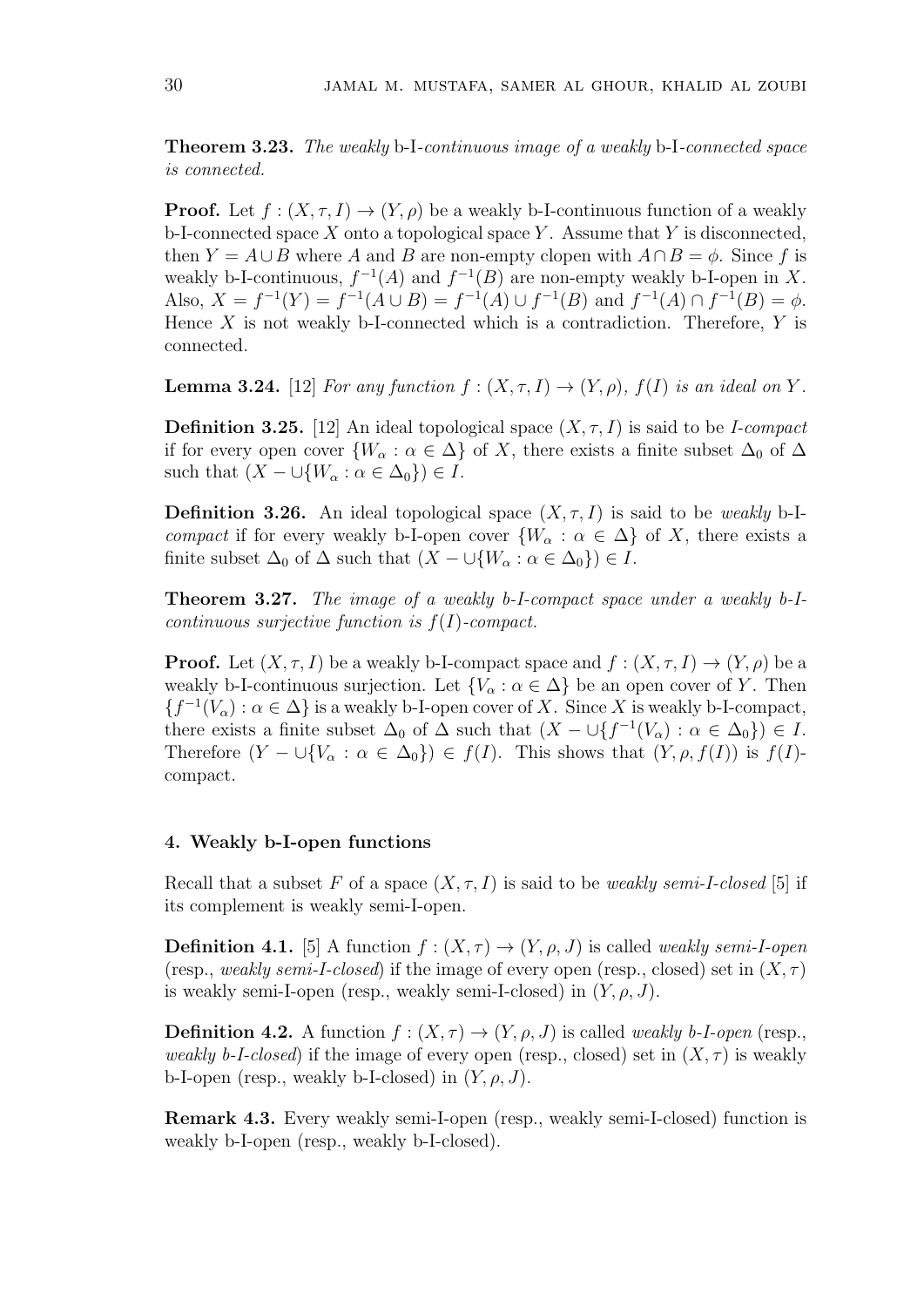**Theorem 3.23.** *The weakly* b-I-*continuous image of a weakly* b-I-*connected space is connected.*

**Proof.** Let $f : (X, \tau, I) \to (Y, \rho)$ be a weakly b-I-continuous function of a weakly b-I-connected space $X$ onto a topological space $Y$. Assume that $Y$ is disconnected, then $Y = A \cup B$ where $A$ and $B$ are non-empty clopen with $A \cap B = \phi$. Since $f$ is weakly b-I-continuous, $f^{-1}(A)$ and $f^{-1}(B)$ are non-empty weakly b-I-open in $X$. Also, $X = f^{-1}(Y) = f^{-1}(A \cup B) = f^{-1}(A) \cup f^{-1}(B)$ and $f^{-1}(A) \cap f^{-1}(B) = \phi$. Hence $X$ is not weakly b-I-connected which is a contradiction. Therefore, $Y$ is connected.

**Lemma 3.24.** [12] *For any function $f : (X, \tau, I) \to (Y, \rho)$, $f(I)$ is an ideal on $Y$.*

**Definition 3.25.** [12] An ideal topological space $(X, \tau, I)$ is said to be *I-compact* if for every open cover $\{W_\alpha : \alpha \in \Delta\}$ of $X$, there exists a finite subset $\Delta_0$ of $\Delta$ such that $(X - \cup\{W_\alpha : \alpha \in \Delta_0\}) \in I$.

**Definition 3.26.** An ideal topological space $(X, \tau, I)$ is said to be *weakly* b-I-*compact* if for every weakly b-I-open cover $\{W_\alpha : \alpha \in \Delta\}$ of $X$, there exists a finite subset $\Delta_0$ of $\Delta$ such that $(X - \cup\{W_\alpha : \alpha \in \Delta_0\}) \in I$.

**Theorem 3.27.** *The image of a weakly b-I-compact space under a weakly b-I-continuous surjective function is $f(I)$-compact.*

**Proof.** Let $(X, \tau, I)$ be a weakly b-I-compact space and $f : (X, \tau, I) \to (Y, \rho)$ be a weakly b-I-continuous surjection. Let $\{V_\alpha : \alpha \in \Delta\}$ be an open cover of $Y$. Then $\{f^{-1}(V_\alpha) : \alpha \in \Delta\}$ is a weakly b-I-open cover of $X$. Since $X$ is weakly b-I-compact, there exists a finite subset $\Delta_0$ of $\Delta$ such that $(X - \cup\{f^{-1}(V_\alpha) : \alpha \in \Delta_0\}) \in I$. Therefore $(Y - \cup\{V_\alpha : \alpha \in \Delta_0\}) \in f(I)$. This shows that $(Y, \rho, f(I))$ is $f(I)$-compact.

## 4. Weakly b-I-open functions

Recall that a subset $F$ of a space $(X, \tau, I)$ is said to be *weakly semi-I-closed* [5] if its complement is weakly semi-I-open.

**Definition 4.1.** [5] A function $f : (X, \tau) \to (Y, \rho, J)$ is called *weakly semi-I-open* (resp., *weakly semi-I-closed*) if the image of every open (resp., closed) set in $(X, \tau)$ is weakly semi-I-open (resp., weakly semi-I-closed) in $(Y, \rho, J)$.

**Definition 4.2.** A function $f : (X, \tau) \to (Y, \rho, J)$ is called *weakly b-I-open* (resp., *weakly b-I-closed*) if the image of every open (resp., closed) set in $(X, \tau)$ is weakly b-I-open (resp., weakly b-I-closed) in $(Y, \rho, J)$.

**Remark 4.3.** Every weakly semi-I-open (resp., weakly semi-I-closed) function is weakly b-I-open (resp., weakly b-I-closed).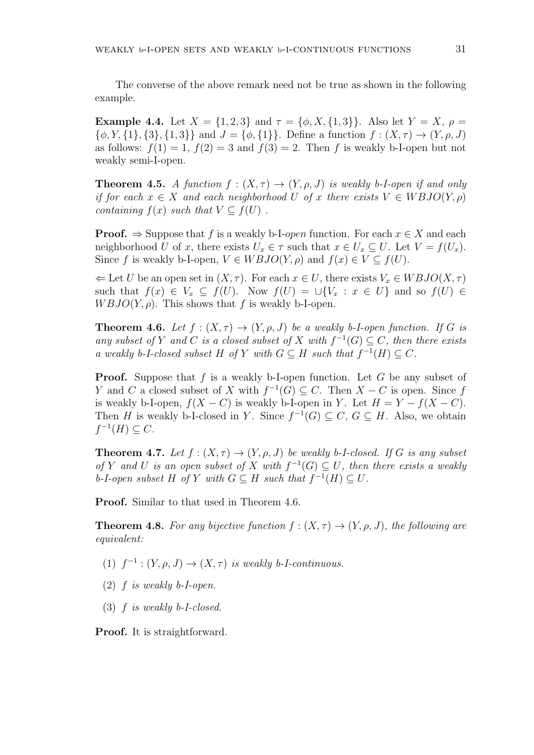The converse of the above remark need not be true as shown in the following example.

**Example 4.4.** Let $X = \{1, 2, 3\}$ and $\tau = \{\phi, X, \{1, 3\}\}$. Also let $Y = X$, $\rho = \{\phi, Y, \{1\}, \{3\}, \{1, 3\}\}$ and $J = \{\phi, \{1\}\}$. Define a function $f : (X, \tau) \to (Y, \rho, J)$ as follows: $f(1) = 1$, $f(2) = 3$ and $f(3) = 2$. Then $f$ is weakly b-I-open but not weakly semi-I-open.

**Theorem 4.5.** *A function $f : (X, \tau) \to (Y, \rho, J)$ is weakly b-I-open if and only if for each $x \in X$ and each neighborhood $U$ of $x$ there exists $V \in WBJO(Y, \rho)$ containing $f(x)$ such that $V \subseteq f(U)$ .*

**Proof.** $\Rightarrow$ Suppose that $f$ is a weakly b-I-*open* function. For each $x \in X$ and each neighborhood $U$ of $x$, there exists $U_x \in \tau$ such that $x \in U_x \subseteq U$. Let $V = f(U_x)$. Since $f$ is weakly b-I-open, $V \in WBJO(Y, \rho)$ and $f(x) \in V \subseteq f(U)$.

$\Leftarrow$ Let $U$ be an open set in $(X, \tau)$. For each $x \in U$, there exists $V_x \in WBJO(X, \tau)$ such that $f(x) \in V_x \subseteq f(U)$. Now $f(U) = \cup\{V_x : x \in U\}$ and so $f(U) \in WBJO(Y, \rho)$. This shows that $f$ is weakly b-I-open.

**Theorem 4.6.** *Let $f : (X, \tau) \to (Y, \rho, J)$ be a weakly b-I-open function. If $G$ is any subset of $Y$ and $C$ is a closed subset of $X$ with $f^{-1}(G) \subseteq C$, then there exists a weakly b-I-closed subset $H$ of $Y$ with $G \subseteq H$ such that $f^{-1}(H) \subseteq C$.*

**Proof.** Suppose that $f$ is a weakly b-I-open function. Let $G$ be any subset of $Y$ and $C$ a closed subset of $X$ with $f^{-1}(G) \subseteq C$. Then $X - C$ is open. Since $f$ is weakly b-I-open, $f(X - C)$ is weakly b-I-open in $Y$. Let $H = Y - f(X - C)$. Then $H$ is weakly b-I-closed in $Y$. Since $f^{-1}(G) \subseteq C$, $G \subseteq H$. Also, we obtain $f^{-1}(H) \subseteq C$.

**Theorem 4.7.** *Let $f : (X, \tau) \to (Y, \rho, J)$ be weakly b-I-closed. If $G$ is any subset of $Y$ and $U$ is an open subset of $X$ with $f^{-1}(G) \subseteq U$, then there exists a weakly b-I-open subset $H$ of $Y$ with $G \subseteq H$ such that $f^{-1}(H) \subseteq U$.*

**Proof.** Similar to that used in Theorem 4.6.

**Theorem 4.8.** *For any bijective function $f : (X, \tau) \to (Y, \rho, J)$, the following are equivalent:*

(1) *$f^{-1} : (Y, \rho, J) \to (X, \tau)$ is weakly b-I-continuous.*

(2) *$f$ is weakly b-I-open.*

(3) *$f$ is weakly b-I-closed.*

**Proof.** It is straightforward.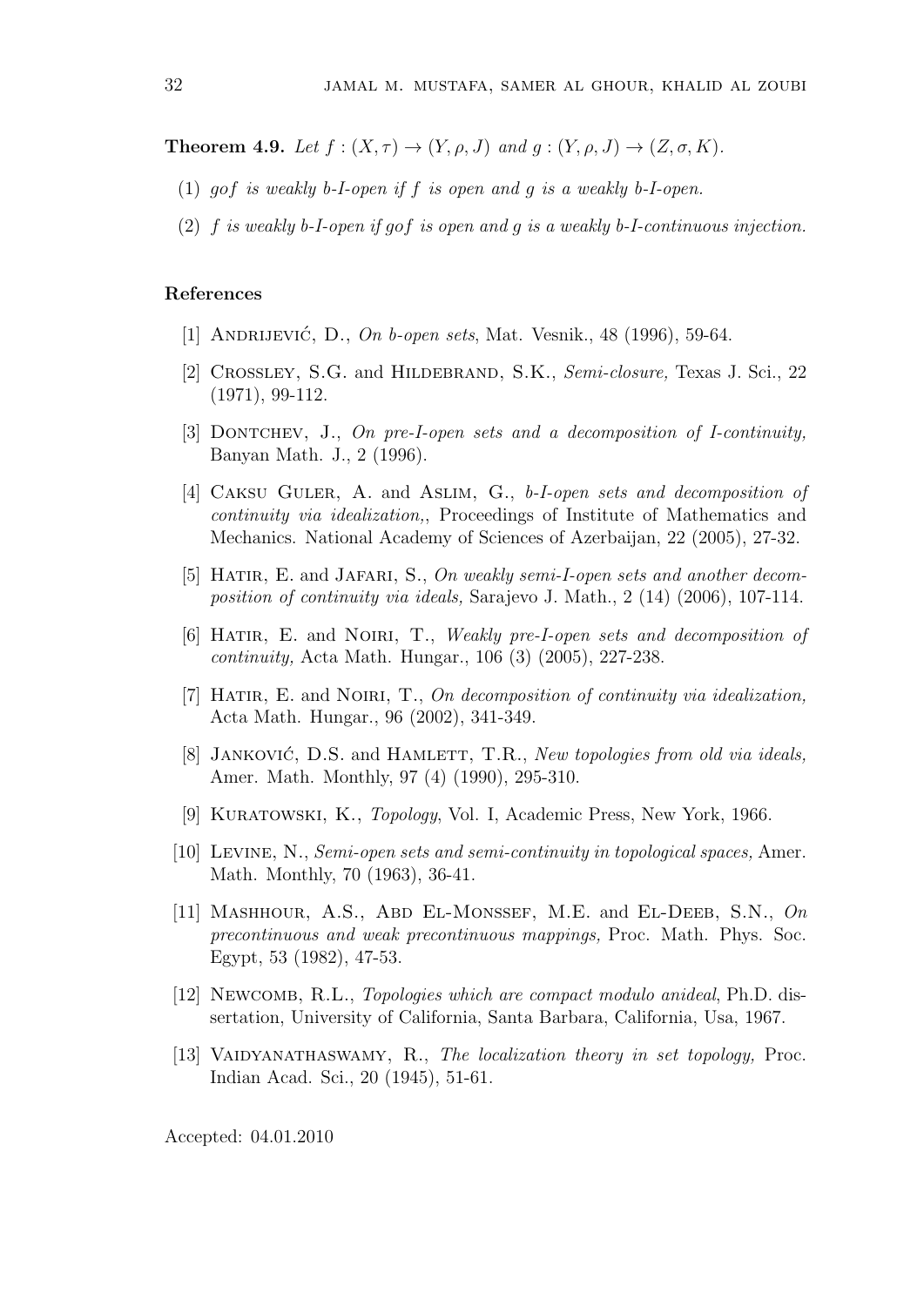**Theorem 4.9.** *Let $f : (X, \tau) \to (Y, \rho, J)$ and $g : (Y, \rho, J) \to (Z, \sigma, K)$.*

1. *$gof$ is weakly b-I-open if $f$ is open and $g$ is a weakly b-I-open.*
2. *$f$ is weakly b-I-open if $gof$ is open and $g$ is a weakly b-I-continuous injection.*

## References

[1] Andrijević, D., *On b-open sets*, Mat. Vesnik., 48 (1996), 59-64.

[2] Crossley, S.G. and Hildebrand, S.K., *Semi-closure,* Texas J. Sci., 22 (1971), 99-112.

[3] Dontchev, J., *On pre-I-open sets and a decomposition of I-continuity,* Banyan Math. J., 2 (1996).

[4] Caksu Guler, A. and Aslim, G., *b-I-open sets and decomposition of continuity via idealization,*, Proceedings of Institute of Mathematics and Mechanics. National Academy of Sciences of Azerbaijan, 22 (2005), 27-32.

[5] Hatir, E. and Jafari, S., *On weakly semi-I-open sets and another decomposition of continuity via ideals,* Sarajevo J. Math., 2 (14) (2006), 107-114.

[6] Hatir, E. and Noiri, T., *Weakly pre-I-open sets and decomposition of continuity,* Acta Math. Hungar., 106 (3) (2005), 227-238.

[7] Hatir, E. and Noiri, T., *On decomposition of continuity via idealization,* Acta Math. Hungar., 96 (2002), 341-349.

[8] Janković, D.S. and Hamlett, T.R., *New topologies from old via ideals,* Amer. Math. Monthly, 97 (4) (1990), 295-310.

[9] Kuratowski, K., *Topology*, Vol. I, Academic Press, New York, 1966.

[10] Levine, N., *Semi-open sets and semi-continuity in topological spaces,* Amer. Math. Monthly, 70 (1963), 36-41.

[11] Mashhour, A.S., Abd El-Monssef, M.E. and El-Deeb, S.N., *On precontinuous and weak precontinuous mappings,* Proc. Math. Phys. Soc. Egypt, 53 (1982), 47-53.

[12] Newcomb, R.L., *Topologies which are compact modulo anideal*, Ph.D. dissertation, University of California, Santa Barbara, California, Usa, 1967.

[13] Vaidyanathaswamy, R., *The localization theory in set topology,* Proc. Indian Acad. Sci., 20 (1945), 51-61.

Accepted: 04.01.2010